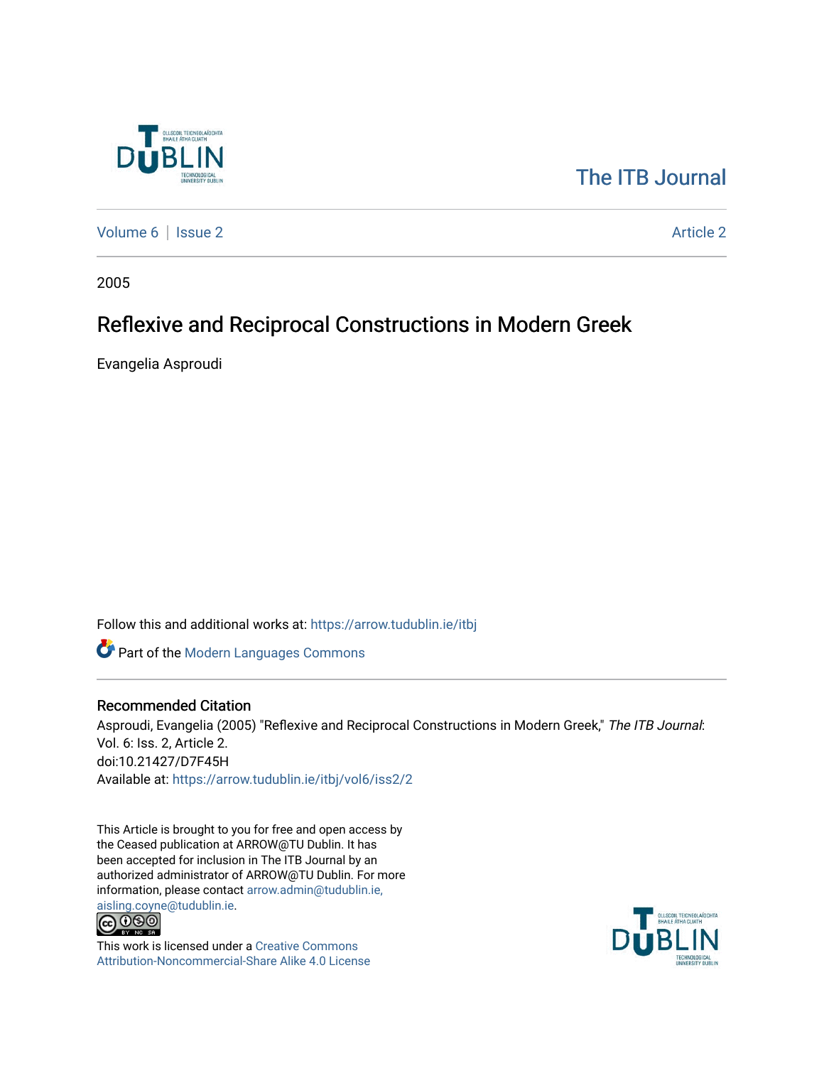The ITB Journal

Volume 6 | Issue 2 | Article 2

2005

# Reflexive and Reciprocal Constructions in Modern Greek

Evangelia Asproudi

Follow this and additional works at: https://arrow.tudublin.ie/itbj

Part of the Modern Languages Commons

## Recommended Citation

Asproudi, Evangelia (2005) "Reflexive and Reciprocal Constructions in Modern Greek," *The ITB Journal*: Vol. 6: Iss. 2, Article 2.
doi:10.21427/D7F45H
Available at: https://arrow.tudublin.ie/itbj/vol6/iss2/2

This Article is brought to you for free and open access by the Ceased publication at ARROW@TU Dublin. It has been accepted for inclusion in The ITB Journal by an authorized administrator of ARROW@TU Dublin. For more information, please contact arrow.admin@tudublin.ie, aisling.coyne@tudublin.ie.

This work is licensed under a Creative Commons Attribution-Noncommercial-Share Alike 4.0 License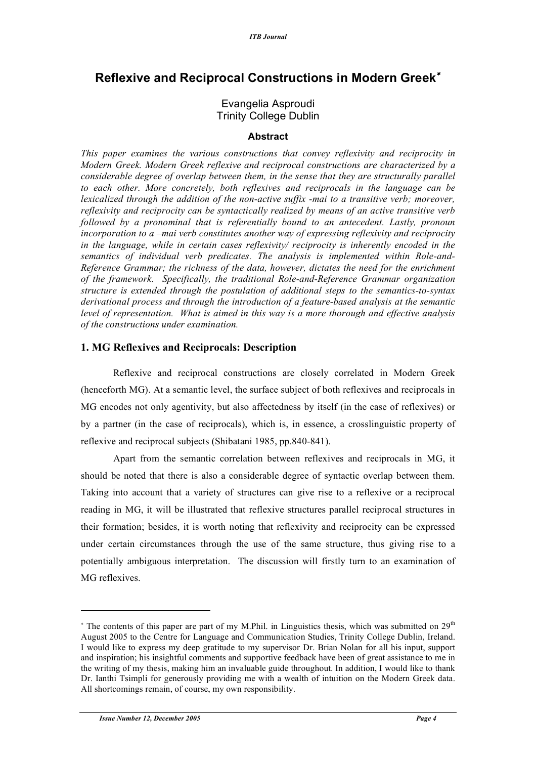# Reflexive and Reciprocal Constructions in Modern Greek*

Evangelia Asproudi
Trinity College Dublin

**Abstract**

*This paper examines the various constructions that convey reflexivity and reciprocity in Modern Greek. Modern Greek reflexive and reciprocal constructions are characterized by a considerable degree of overlap between them, in the sense that they are structurally parallel to each other. More concretely, both reflexives and reciprocals in the language can be lexicalized through the addition of the non-active suffix -mai to a transitive verb; moreover, reflexivity and reciprocity can be syntactically realized by means of an active transitive verb followed by a pronominal that is referentially bound to an antecedent. Lastly, pronoun incorporation to a –mai verb constitutes another way of expressing reflexivity and reciprocity in the language, while in certain cases reflexivity/ reciprocity is inherently encoded in the semantics of individual verb predicates. The analysis is implemented within Role-and-Reference Grammar; the richness of the data, however, dictates the need for the enrichment of the framework. Specifically, the traditional Role-and-Reference Grammar organization structure is extended through the postulation of additional steps to the semantics-to-syntax derivational process and through the introduction of a feature-based analysis at the semantic level of representation. What is aimed in this way is a more thorough and effective analysis of the constructions under examination.*

## 1. MG Reflexives and Reciprocals: Description

Reflexive and reciprocal constructions are closely correlated in Modern Greek (henceforth MG). At a semantic level, the surface subject of both reflexives and reciprocals in MG encodes not only agentivity, but also affectedness by itself (in the case of reflexives) or by a partner (in the case of reciprocals), which is, in essence, a crosslinguistic property of reflexive and reciprocal subjects (Shibatani 1985, pp.840-841).

Apart from the semantic correlation between reflexives and reciprocals in MG, it should be noted that there is also a considerable degree of syntactic overlap between them. Taking into account that a variety of structures can give rise to a reflexive or a reciprocal reading in MG, it will be illustrated that reflexive structures parallel reciprocal structures in their formation; besides, it is worth noting that reflexivity and reciprocity can be expressed under certain circumstances through the use of the same structure, thus giving rise to a potentially ambiguous interpretation. The discussion will firstly turn to an examination of MG reflexives.

---

* The contents of this paper are part of my M.Phil. in Linguistics thesis, which was submitted on 29th August 2005 to the Centre for Language and Communication Studies, Trinity College Dublin, Ireland. I would like to express my deep gratitude to my supervisor Dr. Brian Nolan for all his input, support and inspiration; his insightful comments and supportive feedback have been of great assistance to me in the writing of my thesis, making him an invaluable guide throughout. In addition, I would like to thank Dr. Ianthi Tsimpli for generously providing me with a wealth of intuition on the Modern Greek data. All shortcomings remain, of course, my own responsibility.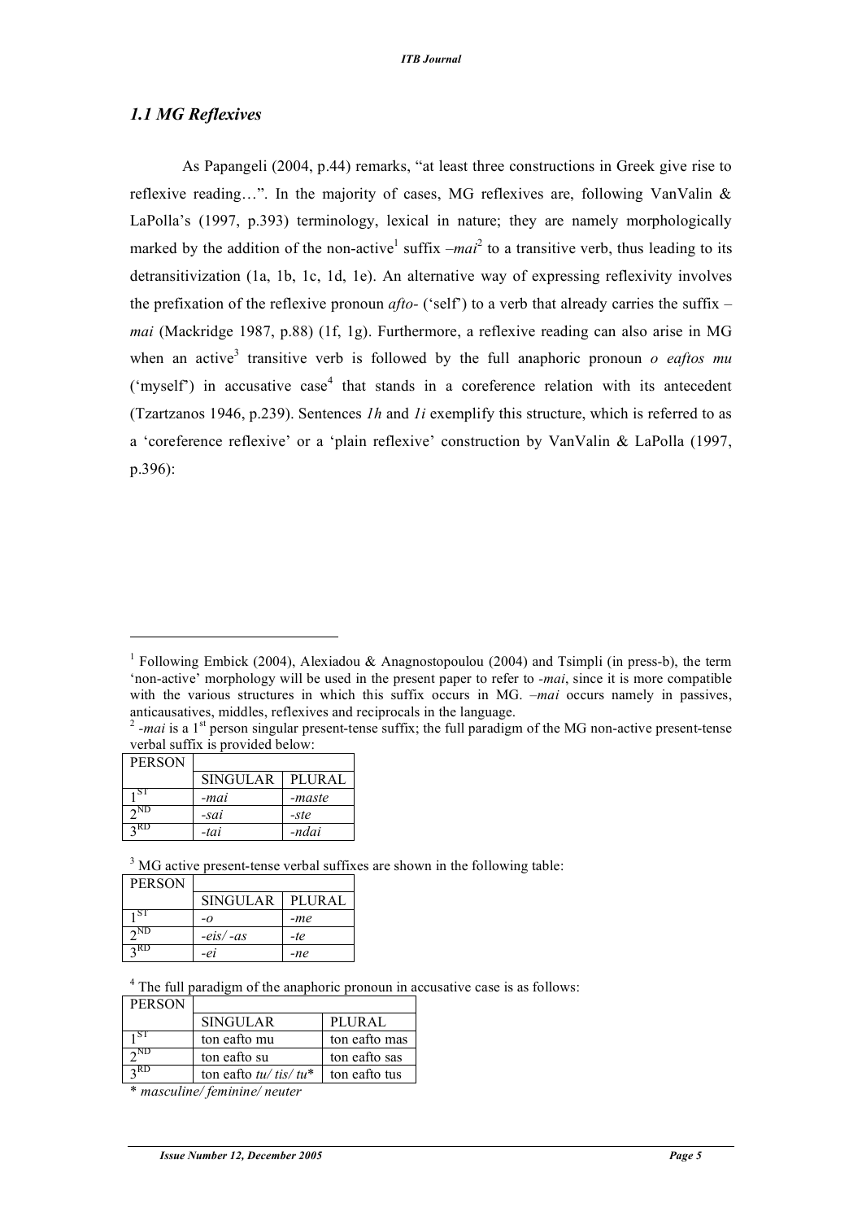### *1.1 MG Reflexives*

As Papangeli (2004, p.44) remarks, "at least three constructions in Greek give rise to reflexive reading…". In the majority of cases, MG reflexives are, following VanValin & LaPolla's (1997, p.393) terminology, lexical in nature; they are namely morphologically marked by the addition of the non-active[1] suffix *–mai*[2] to a transitive verb, thus leading to its detransitivization (1a, 1b, 1c, 1d, 1e). An alternative way of expressing reflexivity involves the prefixation of the reflexive pronoun *afto-* ('self') to a verb that already carries the suffix *–mai* (Mackridge 1987, p.88) (1f, 1g). Furthermore, a reflexive reading can also arise in MG when an active[3] transitive verb is followed by the full anaphoric pronoun *o eaftos mu* ('myself') in accusative case[4] that stands in a coreference relation with its antecedent (Tzartzanos 1946, p.239). Sentences *1h* and *1i* exemplify this structure, which is referred to as a 'coreference reflexive' or a 'plain reflexive' construction by VanValin & LaPolla (1997, p.396):

---

[1] Following Embick (2004), Alexiadou & Anagnostopoulou (2004) and Tsimpli (in press-b), the term 'non-active' morphology will be used in the present paper to refer to *-mai*, since it is more compatible with the various structures in which this suffix occurs in MG. *–mai* occurs namely in passives, anticausatives, middles, reflexives and reciprocals in the language.

[2] *-mai* is a 1st person singular present-tense suffix; the full paradigm of the MG non-active present-tense verbal suffix is provided below:

| PERSON | | |
|---|---|---|
| | SINGULAR | PLURAL |
| 1ST | *-mai* | *-maste* |
| 2ND | *-sai* | *-ste* |
| 3RD | *-tai* | *-ndai* |

[3] MG active present-tense verbal suffixes are shown in the following table:

| PERSON | | |
|---|---|---|
| | SINGULAR | PLURAL |
| 1ST | *-o* | *-me* |
| 2ND | *-eis/ -as* | *-te* |
| 3RD | *-ei* | *-ne* |

[4] The full paradigm of the anaphoric pronoun in accusative case is as follows:

| PERSON | | |
|---|---|---|
| | SINGULAR | PLURAL |
| 1ST | ton eafto mu | ton eafto mas |
| 2ND | ton eafto su | ton eafto sas |
| 3RD | ton eafto *tu/ tis/ tu** | ton eafto tus |

\* *masculine/ feminine/ neuter*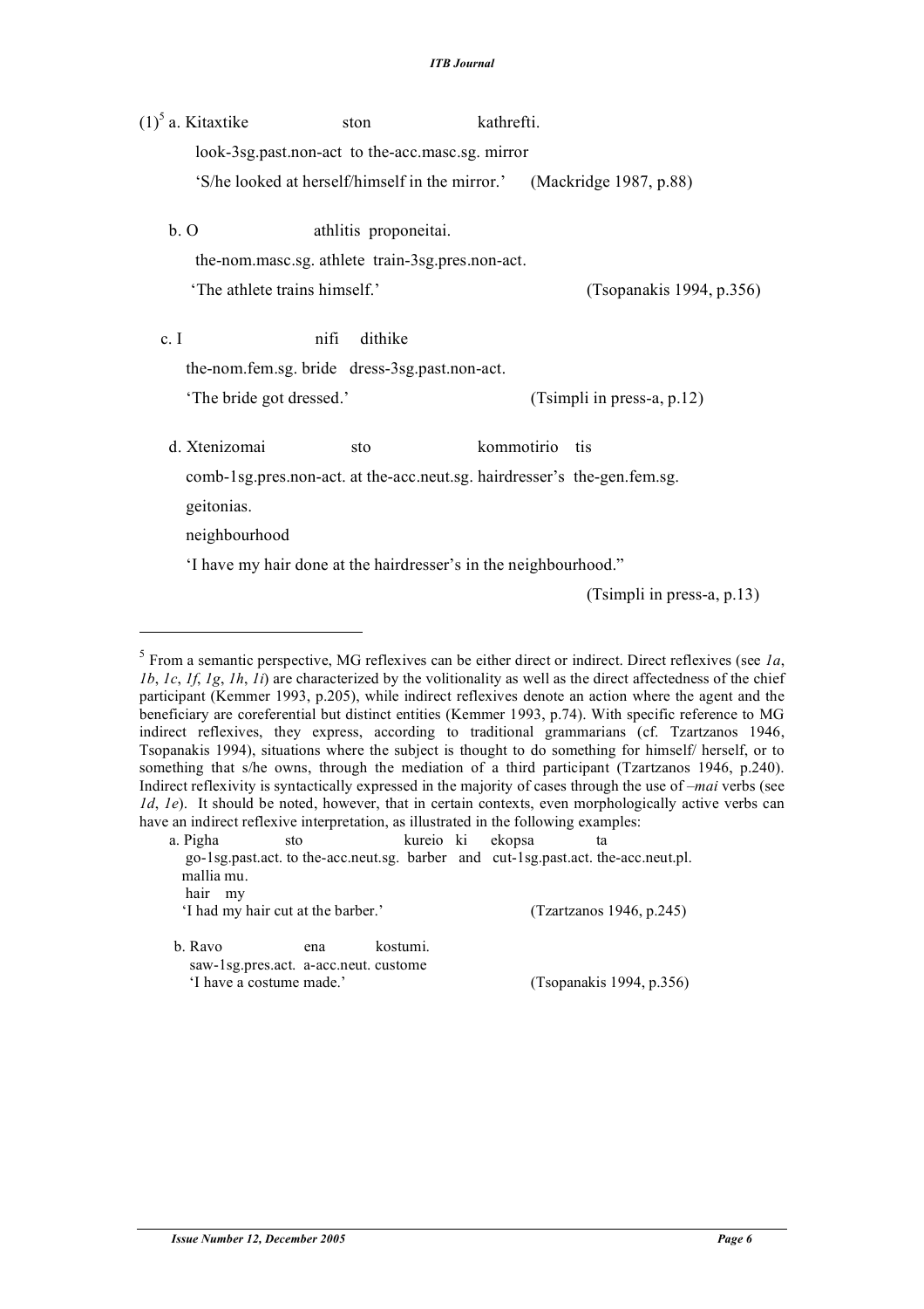(1)[5] a. Kitaxtike ston kathrefti.

look-3sg.past.non-act to the-acc.masc.sg. mirror

'S/he looked at herself/himself in the mirror.' (Mackridge 1987, p.88)

b. O athlitis proponeitai.

the-nom.masc.sg. athlete train-3sg.pres.non-act.

'The athlete trains himself.' (Tsopanakis 1994, p.356)

c. I nifi dithike

the-nom.fem.sg. bride dress-3sg.past.non-act.

'The bride got dressed.' (Tsimpli in press-a, p.12)

d. Xtenizomai sto kommotirio tis

comb-1sg.pres.non-act. at the-acc.neut.sg. hairdresser's the-gen.fem.sg.

geitonias.

neighbourhood

'I have my hair done at the hairdresser's in the neighbourhood." (Tsimpli in press-a, p.13)

---

[5] From a semantic perspective, MG reflexives can be either direct or indirect. Direct reflexives (see *1a*, *1b*, *1c*, *1f*, *1g*, *1h*, *1i*) are characterized by the volitionality as well as the direct affectedness of the chief participant (Kemmer 1993, p.205), while indirect reflexives denote an action where the agent and the beneficiary are coreferential but distinct entities (Kemmer 1993, p.74). With specific reference to MG indirect reflexives, they express, according to traditional grammarians (cf. Tzartzanos 1946, Tsopanakis 1994), situations where the subject is thought to do something for himself/ herself, or to something that s/he owns, through the mediation of a third participant (Tzartzanos 1946, p.240). Indirect reflexivity is syntactically expressed in the majority of cases through the use of *–mai* verbs (see *1d*, *1e*). It should be noted, however, that in certain contexts, even morphologically active verbs can have an indirect reflexive interpretation, as illustrated in the following examples:

a. Pigha sto kureio ki ekopsa ta

go-1sg.past.act. to the-acc.neut.sg. barber and cut-1sg.past.act. the-acc.neut.pl.

mallia mu.

hair my

'I had my hair cut at the barber.' (Tzartzanos 1946, p.245)

b. Ravo ena kostumi.

saw-1sg.pres.act. a-acc.neut. custome

'I have a costume made.' (Tsopanakis 1994, p.356)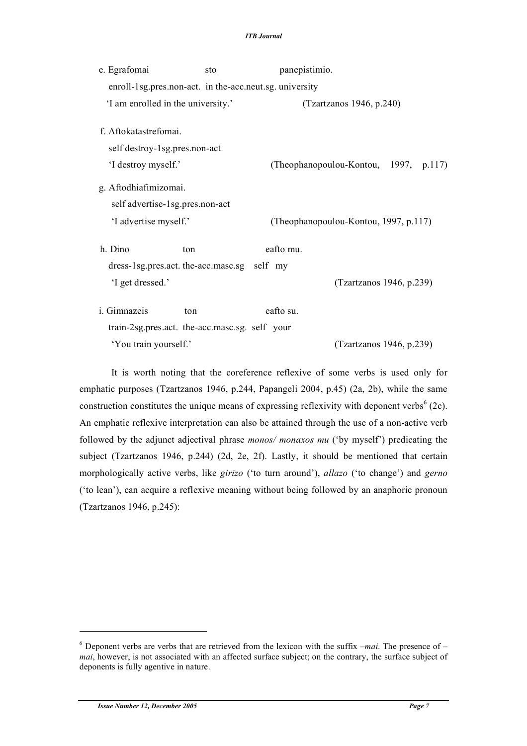e. Egrafomai sto panepistimio.
enroll-1sg.pres.non-act. in the-acc.neut.sg. university
'I am enrolled in the university.' (Tzartzanos 1946, p.240)

f. Aftokatastrefomai.
self destroy-1sg.pres.non-act
'I destroy myself.' (Theophanopoulou-Kontou, 1997, p.117)

g. Aftodhiafimizomai.
self advertise-1sg.pres.non-act
'I advertise myself.' (Theophanopoulou-Kontou, 1997, p.117)

h. Dino ton eafto mu.
dress-1sg.pres.act. the-acc.masc.sg self my
'I get dressed.' (Tzartzanos 1946, p.239)

i. Gimnazeis ton eafto su.
train-2sg.pres.act. the-acc.masc.sg. self your
'You train yourself.' (Tzartzanos 1946, p.239)

It is worth noting that the coreference reflexive of some verbs is used only for emphatic purposes (Tzartzanos 1946, p.244, Papangeli 2004, p.45) (2a, 2b), while the same construction constitutes the unique means of expressing reflexivity with deponent verbs[6] (2c). An emphatic reflexive interpretation can also be attained through the use of a non-active verb followed by the adjunct adjectival phrase *monos/ monaxos mu* ('by myself') predicating the subject (Tzartzanos 1946, p.244) (2d, 2e, 2f). Lastly, it should be mentioned that certain morphologically active verbs, like *girizo* ('to turn around'), *allazo* ('to change') and *gerno* ('to lean'), can acquire a reflexive meaning without being followed by an anaphoric pronoun (Tzartzanos 1946, p.245):

---

[6] Deponent verbs are verbs that are retrieved from the lexicon with the suffix *–mai*. The presence of *–mai*, however, is not associated with an affected surface subject; on the contrary, the surface subject of deponents is fully agentive in nature.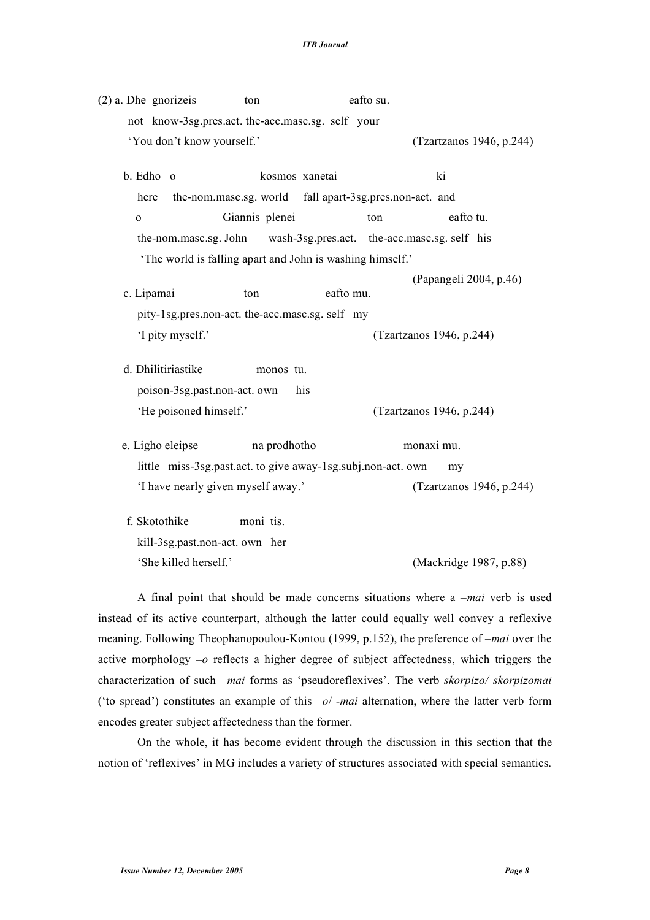(2) a. Dhe gnorizeis ton eafto su.
   not know-3sg.pres.act. the-acc.masc.sg. self your
   'You don't know yourself.' (Tzartzanos 1946, p.244)

b. Edho o kosmos xanetai ki
   here the-nom.masc.sg. world fall apart-3sg.pres.non-act. and
   o Giannis plenei ton eafto tu.
   the-nom.masc.sg. John wash-3sg.pres.act. the-acc.masc.sg. self his
   'The world is falling apart and John is washing himself.'
   (Papangeli 2004, p.46)

c. Lipamai ton eafto mu.
   pity-1sg.pres.non-act. the-acc.masc.sg. self my
   'I pity myself.' (Tzartzanos 1946, p.244)

d. Dhilitiriastike monos tu.
   poison-3sg.past.non-act. own his
   'He poisoned himself.' (Tzartzanos 1946, p.244)

e. Ligho eleipse na prodhotho monaxi mu.
   little miss-3sg.past.act. to give away-1sg.subj.non-act. own my
   'I have nearly given myself away.' (Tzartzanos 1946, p.244)

f. Skotothike moni tis.
   kill-3sg.past.non-act. own her
   'She killed herself.' (Mackridge 1987, p.88)

A final point that should be made concerns situations where a *–mai* verb is used instead of its active counterpart, although the latter could equally well convey a reflexive meaning. Following Theophanopoulou-Kontou (1999, p.152), the preference of *–mai* over the active morphology *–o* reflects a higher degree of subject affectedness, which triggers the characterization of such *–mai* forms as 'pseudoreflexives'. The verb *skorpizo/ skorpizomai* ('to spread') constitutes an example of this *–o*/ *-mai* alternation, where the latter verb form encodes greater subject affectedness than the former.

On the whole, it has become evident through the discussion in this section that the notion of 'reflexives' in MG includes a variety of structures associated with special semantics.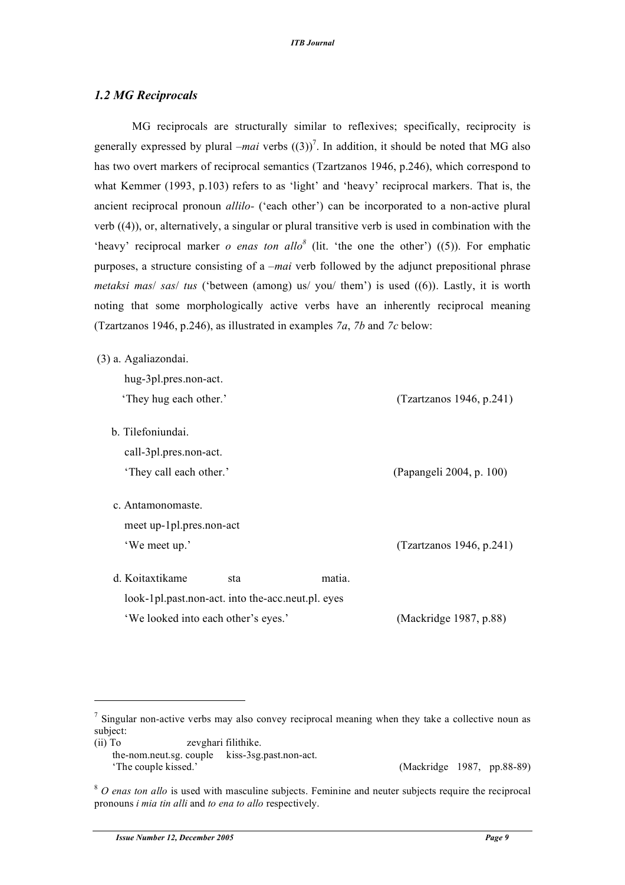### *1.2 MG Reciprocals*

MG reciprocals are structurally similar to reflexives; specifically, reciprocity is generally expressed by plural *–mai* verbs ((3))[7]. In addition, it should be noted that MG also has two overt markers of reciprocal semantics (Tzartzanos 1946, p.246), which correspond to what Kemmer (1993, p.103) refers to as 'light' and 'heavy' reciprocal markers. That is, the ancient reciprocal pronoun *allilo-* ('each other') can be incorporated to a non-active plural verb ((4)), or, alternatively, a singular or plural transitive verb is used in combination with the 'heavy' reciprocal marker *o enas ton allo*[8] (lit. 'the one the other') ((5)). For emphatic purposes, a structure consisting of a *–mai* verb followed by the adjunct prepositional phrase *metaksi mas/ sas/ tus* ('between (among) us/ you/ them') is used ((6)). Lastly, it is worth noting that some morphologically active verbs have an inherently reciprocal meaning (Tzartzanos 1946, p.246), as illustrated in examples *7a*, *7b* and *7c* below:

(3) a. Agaliazondai.
hug-3pl.pres.non-act.
'They hug each other.' (Tzartzanos 1946, p.241)

b. Tilefoniundai.
call-3pl.pres.non-act.
'They call each other.' (Papangeli 2004, p. 100)

c. Antamonomaste.
meet up-1pl.pres.non-act
'We meet up.' (Tzartzanos 1946, p.241)

d. Koitaxtikame sta matia.
look-1pl.past.non-act. into the-acc.neut.pl. eyes
'We looked into each other's eyes.' (Mackridge 1987, p.88)

---

[7] Singular non-active verbs may also convey reciprocal meaning when they take a collective noun as subject:
(ii) To zevghari filithike.
the-nom.neut.sg. couple kiss-3sg.past.non-act.
'The couple kissed.' (Mackridge 1987, pp.88-89)

[8] *O enas ton allo* is used with masculine subjects. Feminine and neuter subjects require the reciprocal pronouns *i mia tin alli* and *to ena to allo* respectively.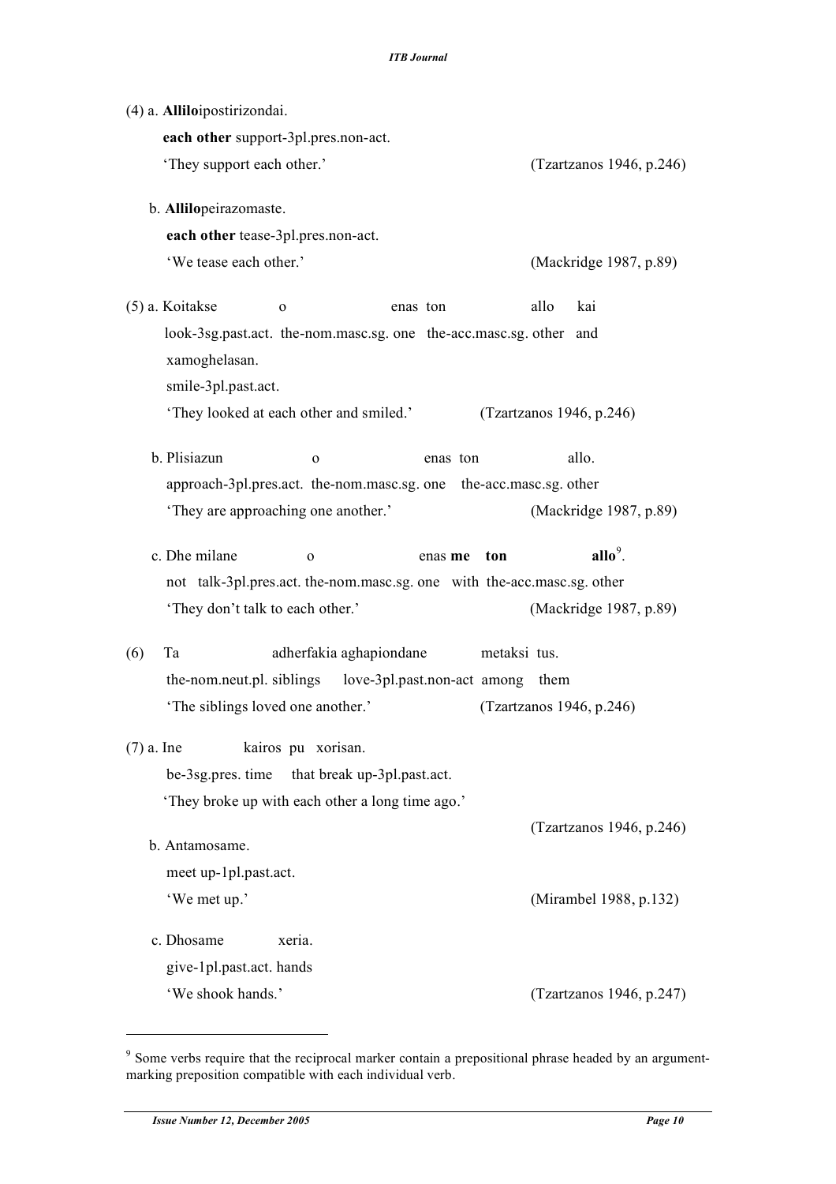(4) a. **Allilo**ipostirizondai.

**each other** support-3pl.pres.non-act.

'They support each other.' (Tzartzanos 1946, p.246)

b. **Allilo**peirazomaste.

**each other** tease-3pl.pres.non-act.

'We tease each other.' (Mackridge 1987, p.89)

(5) a. Koitakse o enas ton allo kai

look-3sg.past.act. the-nom.masc.sg. one the-acc.masc.sg. other and

xamoghelasan.

smile-3pl.past.act.

'They looked at each other and smiled.' (Tzartzanos 1946, p.246)

b. Plisiazun o enas ton allo.

approach-3pl.pres.act. the-nom.masc.sg. one the-acc.masc.sg. other

'They are approaching one another.' (Mackridge 1987, p.89)

c. Dhe milane o enas **me ton allo**[9].

not talk-3pl.pres.act. the-nom.masc.sg. one with the-acc.masc.sg. other

'They don't talk to each other.' (Mackridge 1987, p.89)

(6) Ta adherfakia aghapiondane metaksi tus.

the-nom.neut.pl. siblings love-3pl.past.non-act among them

'The siblings loved one another.' (Tzartzanos 1946, p.246)

(7) a. Ine kairos pu xorisan.

be-3sg.pres. time that break up-3pl.past.act.

'They broke up with each other a long time ago.' (Tzartzanos 1946, p.246)

b. Antamosame.

meet up-1pl.past.act.

'We met up.' (Mirambel 1988, p.132)

c. Dhosame xeria.

give-1pl.past.act. hands

'We shook hands.' (Tzartzanos 1946, p.247)

---

[9] Some verbs require that the reciprocal marker contain a prepositional phrase headed by an argument-marking preposition compatible with each individual verb.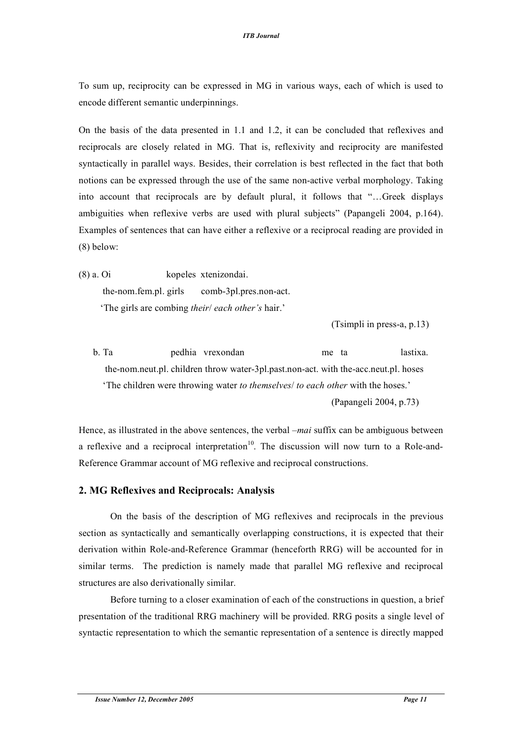To sum up, reciprocity can be expressed in MG in various ways, each of which is used to encode different semantic underpinnings.

On the basis of the data presented in 1.1 and 1.2, it can be concluded that reflexives and reciprocals are closely related in MG. That is, reflexivity and reciprocity are manifested syntactically in parallel ways. Besides, their correlation is best reflected in the fact that both notions can be expressed through the use of the same non-active verbal morphology. Taking into account that reciprocals are by default plural, it follows that "…Greek displays ambiguities when reflexive verbs are used with plural subjects" (Papangeli 2004, p.164). Examples of sentences that can have either a reflexive or a reciprocal reading are provided in (8) below:

(8) a. Oi kopeles xtenizondai.
the-nom.fem.pl. girls comb-3pl.pres.non-act.
'The girls are combing *their*/ *each other's* hair.'

(Tsimpli in press-a, p.13)

b. Ta pedhia vrexondan me ta lastixa.
the-nom.neut.pl. children throw water-3pl.past.non-act. with the-acc.neut.pl. hoses
'The children were throwing water *to themselves*/ *to each other* with the hoses.'

(Papangeli 2004, p.73)

Hence, as illustrated in the above sentences, the verbal *–mai* suffix can be ambiguous between a reflexive and a reciprocal interpretation[10]. The discussion will now turn to a Role-and-Reference Grammar account of MG reflexive and reciprocal constructions.

## 2. MG Reflexives and Reciprocals: Analysis

On the basis of the description of MG reflexives and reciprocals in the previous section as syntactically and semantically overlapping constructions, it is expected that their derivation within Role-and-Reference Grammar (henceforth RRG) will be accounted for in similar terms. The prediction is namely made that parallel MG reflexive and reciprocal structures are also derivationally similar.

Before turning to a closer examination of each of the constructions in question, a brief presentation of the traditional RRG machinery will be provided. RRG posits a single level of syntactic representation to which the semantic representation of a sentence is directly mapped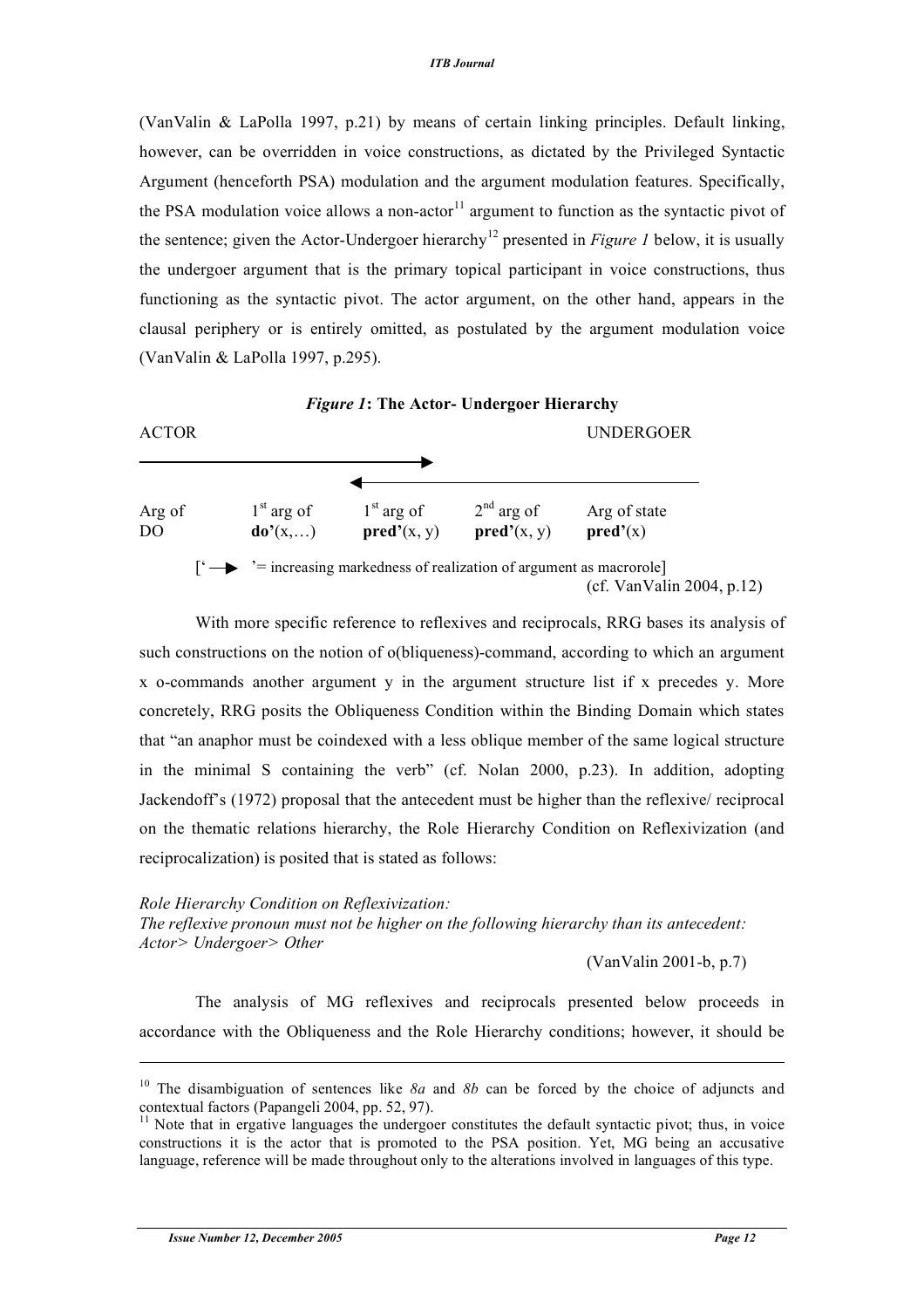(VanValin & LaPolla 1997, p.21) by means of certain linking principles. Default linking, however, can be overridden in voice constructions, as dictated by the Privileged Syntactic Argument (henceforth PSA) modulation and the argument modulation features. Specifically, the PSA modulation voice allows a non-actor[11] argument to function as the syntactic pivot of the sentence; given the Actor-Undergoer hierarchy[12] presented in *Figure 1* below, it is usually the undergoer argument that is the primary topical participant in voice constructions, thus functioning as the syntactic pivot. The actor argument, on the other hand, appears in the clausal periphery or is entirely omitted, as postulated by the argument modulation voice (VanValin & LaPolla 1997, p.295).

***Figure 1*: The Actor- Undergoer Hierarchy**

| ACTOR | | | | UNDERGOER |
|---|---|---|---|---|
| ——————→ | | | ←—————— | |
| Arg of DO | 1st arg of **do'**(x,…) | 1st arg of **pred'**(x, y) | 2nd arg of **pred'**(x, y) | Arg of state **pred'**(x) |

['→ '= increasing markedness of realization of argument as macrorole]

(cf. VanValin 2004, p.12)

With more specific reference to reflexives and reciprocals, RRG bases its analysis of such constructions on the notion of o(bliqueness)-command, according to which an argument x o-commands another argument y in the argument structure list if x precedes y. More concretely, RRG posits the Obliqueness Condition within the Binding Domain which states that "an anaphor must be coindexed with a less oblique member of the same logical structure in the minimal S containing the verb" (cf. Nolan 2000, p.23). In addition, adopting Jackendoff's (1972) proposal that the antecedent must be higher than the reflexive/ reciprocal on the thematic relations hierarchy, the Role Hierarchy Condition on Reflexivization (and reciprocalization) is posited that is stated as follows:

*Role Hierarchy Condition on Reflexivization:*
*The reflexive pronoun must not be higher on the following hierarchy than its antecedent:*
*Actor> Undergoer> Other*

(VanValin 2001-b, p.7)

The analysis of MG reflexives and reciprocals presented below proceeds in accordance with the Obliqueness and the Role Hierarchy conditions; however, it should be

---

[10] The disambiguation of sentences like *8a* and *8b* can be forced by the choice of adjuncts and contextual factors (Papangeli 2004, pp. 52, 97).

[11] Note that in ergative languages the undergoer constitutes the default syntactic pivot; thus, in voice constructions it is the actor that is promoted to the PSA position. Yet, MG being an accusative language, reference will be made throughout only to the alterations involved in languages of this type.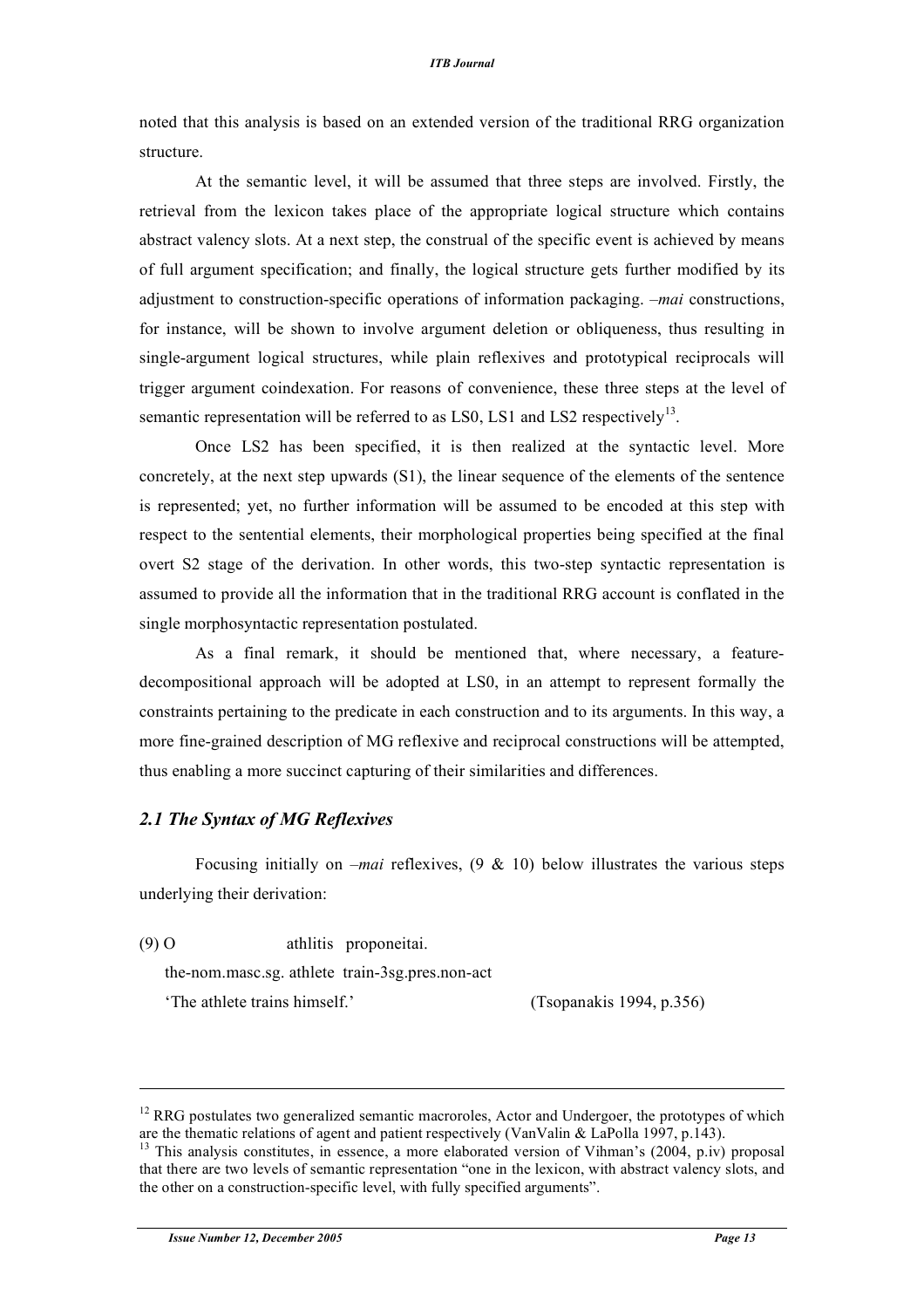noted that this analysis is based on an extended version of the traditional RRG organization structure.

At the semantic level, it will be assumed that three steps are involved. Firstly, the retrieval from the lexicon takes place of the appropriate logical structure which contains abstract valency slots. At a next step, the construal of the specific event is achieved by means of full argument specification; and finally, the logical structure gets further modified by its adjustment to construction-specific operations of information packaging. *–mai* constructions, for instance, will be shown to involve argument deletion or obliqueness, thus resulting in single-argument logical structures, while plain reflexives and prototypical reciprocals will trigger argument coindexation. For reasons of convenience, these three steps at the level of semantic representation will be referred to as LS0, LS1 and LS2 respectively[13].

Once LS2 has been specified, it is then realized at the syntactic level. More concretely, at the next step upwards (S1), the linear sequence of the elements of the sentence is represented; yet, no further information will be assumed to be encoded at this step with respect to the sentential elements, their morphological properties being specified at the final overt S2 stage of the derivation. In other words, this two-step syntactic representation is assumed to provide all the information that in the traditional RRG account is conflated in the single morphosyntactic representation postulated.

As a final remark, it should be mentioned that, where necessary, a feature-decompositional approach will be adopted at LS0, in an attempt to represent formally the constraints pertaining to the predicate in each construction and to its arguments. In this way, a more fine-grained description of MG reflexive and reciprocal constructions will be attempted, thus enabling a more succinct capturing of their similarities and differences.

### *2.1 The Syntax of MG Reflexives*

Focusing initially on *–mai* reflexives, (9 & 10) below illustrates the various steps underlying their derivation:

(9) O athlitis proponeitai.
the-nom.masc.sg. athlete train-3sg.pres.non-act
'The athlete trains himself.' (Tsopanakis 1994, p.356)

---

[12] RRG postulates two generalized semantic macroroles, Actor and Undergoer, the prototypes of which are the thematic relations of agent and patient respectively (VanValin & LaPolla 1997, p.143).

[13] This analysis constitutes, in essence, a more elaborated version of Vihman's (2004, p.iv) proposal that there are two levels of semantic representation "one in the lexicon, with abstract valency slots, and the other on a construction-specific level, with fully specified arguments".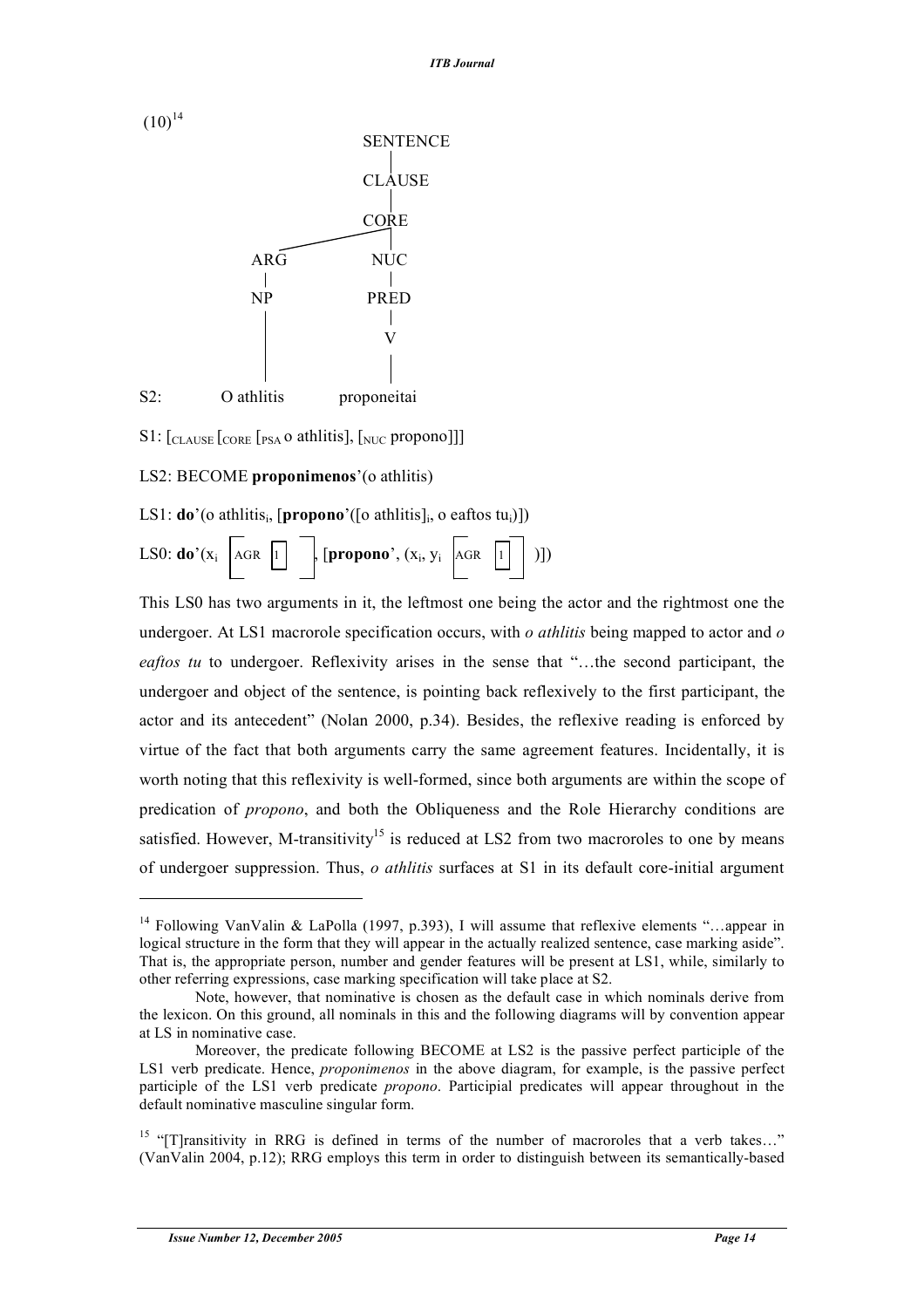(10)[14]

```
                    SENTENCE
                       |
                    CLAUSE
                       |
                     CORE
              _________|
             |         |
            ARG       NUC
             |         |
            NP        PRED
             |         |
             |         V
             |         |
S2:     O athlitis   proponeitai
```

S1: [$_{CLAUSE}$ [$_{CORE}$ [$_{PSA}$ o athlitis], [$_{NUC}$ propono]]]

LS2: BECOME **proponimenos**'(o athlitis)

LS1: **do**'(o athlitis$_i$, [**propono**'([o athlitis]$_i$, o eaftos tu$_i$)])

LS0: **do**'(x$_i$ [AGR [1]], [**propono**', (x$_i$, y$_i$ [AGR [1]])])

This LS0 has two arguments in it, the leftmost one being the actor and the rightmost one the undergoer. At LS1 macrorole specification occurs, with *o athlitis* being mapped to actor and *o eaftos tu* to undergoer. Reflexivity arises in the sense that "…the second participant, the undergoer and object of the sentence, is pointing back reflexively to the first participant, the actor and its antecedent" (Nolan 2000, p.34). Besides, the reflexive reading is enforced by virtue of the fact that both arguments carry the same agreement features. Incidentally, it is worth noting that this reflexivity is well-formed, since both arguments are within the scope of predication of *propono*, and both the Obliqueness and the Role Hierarchy conditions are satisfied. However, M-transitivity[15] is reduced at LS2 from two macroroles to one by means of undergoer suppression. Thus, *o athlitis* surfaces at S1 in its default core-initial argument

---

[14] Following VanValin & LaPolla (1997, p.393), I will assume that reflexive elements "…appear in logical structure in the form that they will appear in the actually realized sentence, case marking aside". That is, the appropriate person, number and gender features will be present at LS1, while, similarly to other referring expressions, case marking specification will take place at S2.

Note, however, that nominative is chosen as the default case in which nominals derive from the lexicon. On this ground, all nominals in this and the following diagrams will by convention appear at LS in nominative case.

Moreover, the predicate following BECOME at LS2 is the passive perfect participle of the LS1 verb predicate. Hence, *proponimenos* in the above diagram, for example, is the passive perfect participle of the LS1 verb predicate *propono*. Participial predicates will appear throughout in the default nominative masculine singular form.

[15] "[T]ransitivity in RRG is defined in terms of the number of macroroles that a verb takes…" (VanValin 2004, p.12); RRG employs this term in order to distinguish between its semantically-based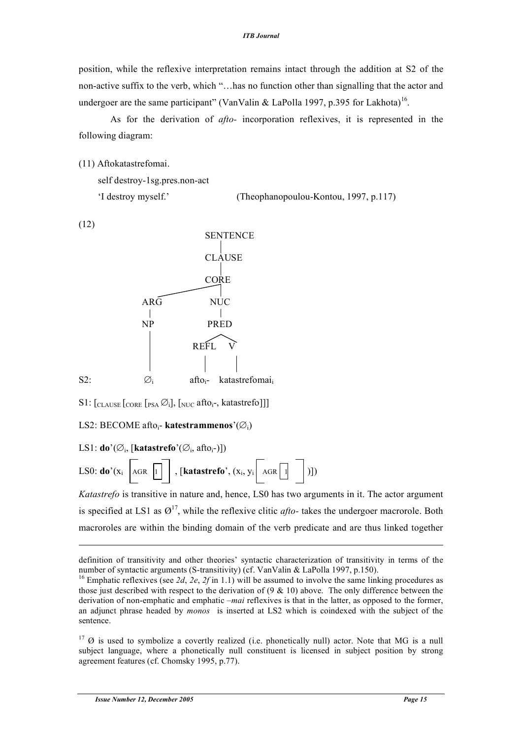position, while the reflexive interpretation remains intact through the addition at S2 of the non-active suffix to the verb, which "…has no function other than signalling that the actor and undergoer are the same participant" (VanValin & LaPolla 1997, p.395 for Lakhota)[16].

As for the derivation of *afto-* incorporation reflexives, it is represented in the following diagram:

(11) Aftokatastrefomai.

self destroy-1sg.pres.non-act

'I destroy myself.' (Theophanopoulou-Kontou, 1997, p.117)

(12)

```
              SENTENCE
                 |
               CLAUSE
                 |
                CORE
          _______|
         |       |
        ARG     NUC
         |       |
         NP     PRED
         |      /  \
         |   REFL   V
         |     |    |
S2:     ∅i   aftoi- katastrefomaii
```

S1: [$_{CLAUSE}$ [$_{CORE}$ [$_{PSA}$ $\varnothing_i$], [$_{NUC}$ afto$_i$-, katastrefo]]]

LS2: BECOME afto$_i$- **katestrammenos**'($\varnothing_i$)

LS1: **do**'($\varnothing_i$, [**katastrefo**'($\varnothing_i$, afto$_i$-)])

LS0: **do**'($x_i$ [AGR [1]], [**katastrefo**', ($x_i$, $y_i$ [AGR [1]])])

*Katastrefo* is transitive in nature and, hence, LS0 has two arguments in it. The actor argument is specified at LS1 as Ø[17], while the reflexive clitic *afto-* takes the undergoer macrorole. Both macroroles are within the binding domain of the verb predicate and are thus linked together

---

definition of transitivity and other theories' syntactic characterization of transitivity in terms of the number of syntactic arguments (S-transitivity) (cf. VanValin & LaPolla 1997, p.150).

[16] Emphatic reflexives (see *2d*, *2e*, *2f* in 1.1) will be assumed to involve the same linking procedures as those just described with respect to the derivation of (9 & 10) above. The only difference between the derivation of non-emphatic and emphatic *–mai* reflexives is that in the latter, as opposed to the former, an adjunct phrase headed by *monos* is inserted at LS2 which is coindexed with the subject of the sentence.

[17] Ø is used to symbolize a covertly realized (i.e. phonetically null) actor. Note that MG is a null subject language, where a phonetically null constituent is licensed in subject position by strong agreement features (cf. Chomsky 1995, p.77).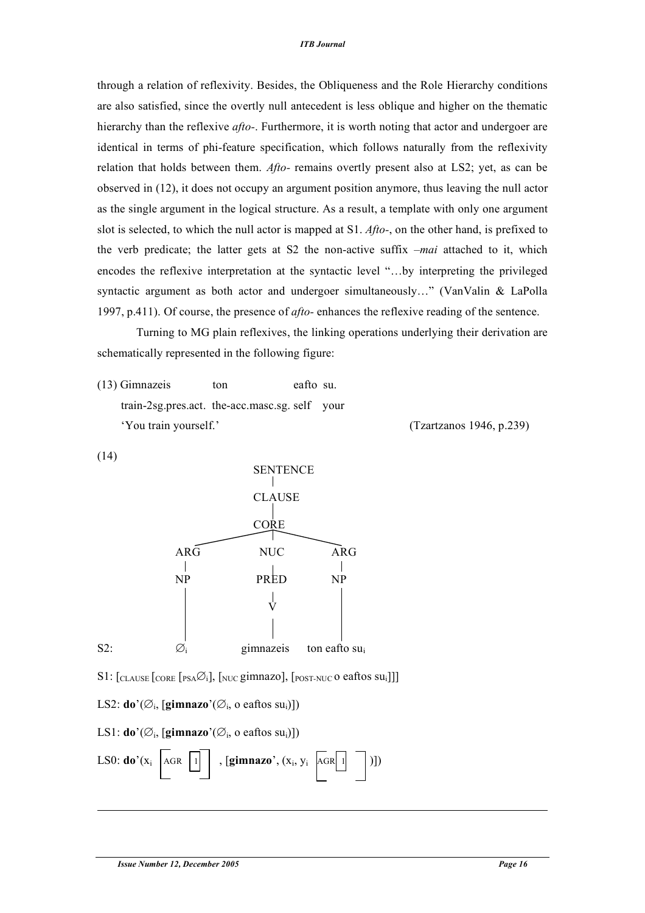through a relation of reflexivity. Besides, the Obliqueness and the Role Hierarchy conditions are also satisfied, since the overtly null antecedent is less oblique and higher on the thematic hierarchy than the reflexive *afto-*. Furthermore, it is worth noting that actor and undergoer are identical in terms of phi-feature specification, which follows naturally from the reflexivity relation that holds between them. *Afto-* remains overtly present also at LS2; yet, as can be observed in (12), it does not occupy an argument position anymore, thus leaving the null actor as the single argument in the logical structure. As a result, a template with only one argument slot is selected, to which the null actor is mapped at S1. *Afto-*, on the other hand, is prefixed to the verb predicate; the latter gets at S2 the non-active suffix *–mai* attached to it, which encodes the reflexive interpretation at the syntactic level "…by interpreting the privileged syntactic argument as both actor and undergoer simultaneously…" (VanValin & LaPolla 1997, p.411). Of course, the presence of *afto-* enhances the reflexive reading of the sentence.

Turning to MG plain reflexives, the linking operations underlying their derivation are schematically represented in the following figure:

(13) Gimnazeis ton eafto su.
train-2sg.pres.act. the-acc.masc.sg. self your
'You train yourself.' (Tzartzanos 1946, p.239)

(14)

```
                SENTENCE
                    |
                 CLAUSE
                    |
                  CORE
          __________|__________
         |          |          |
        ARG        NUC        ARG
         |          |          |
        NP        PRED        NP
         |          |          |
         |          V          |
         |          |          |
S2:      ∅i     gimnazeis   ton eafto sui
```

S1: [$_{CLAUSE}$ [$_{CORE}$ [$_{PSA}$∅$_i$], [$_{NUC}$ gimnazo], [$_{POST\text{-}NUC}$ o eaftos su$_i$]]]

LS2: **do**'(∅$_i$, [**gimnazo**'(∅$_i$, o eaftos su$_i$)])

LS1: **do**'(∅$_i$, [**gimnazo**'(∅$_i$, o eaftos su$_i$)])

LS0: **do**'($x_i$ [AGR [1]], [**gimnazo**', ($x_i$, $y_i$ [AGR [1]])])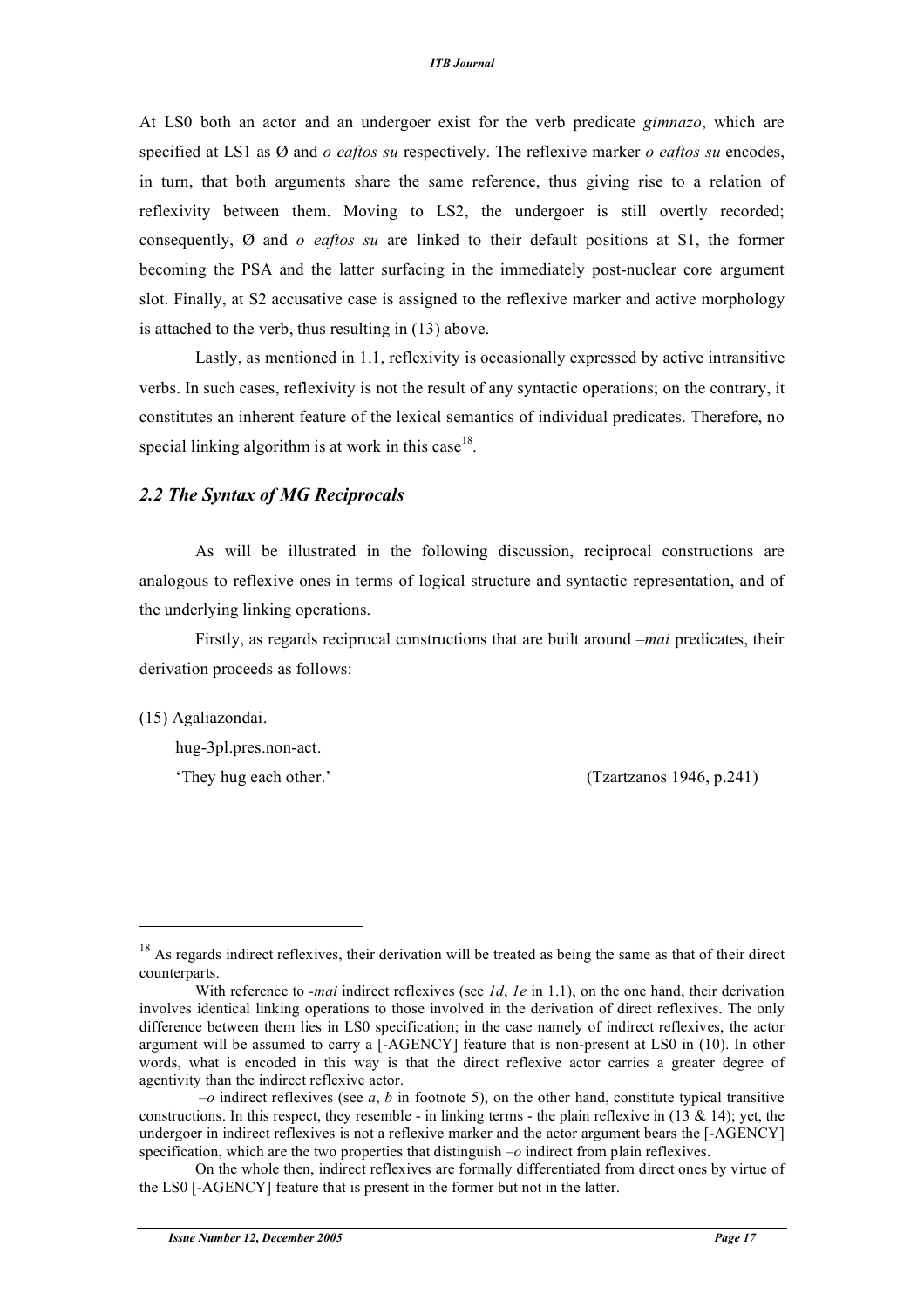At LS0 both an actor and an undergoer exist for the verb predicate *gimnazo*, which are specified at LS1 as Ø and *o eaftos su* respectively. The reflexive marker *o eaftos su* encodes, in turn, that both arguments share the same reference, thus giving rise to a relation of reflexivity between them. Moving to LS2, the undergoer is still overtly recorded; consequently, Ø and *o eaftos su* are linked to their default positions at S1, the former becoming the PSA and the latter surfacing in the immediately post-nuclear core argument slot. Finally, at S2 accusative case is assigned to the reflexive marker and active morphology is attached to the verb, thus resulting in (13) above.

Lastly, as mentioned in 1.1, reflexivity is occasionally expressed by active intransitive verbs. In such cases, reflexivity is not the result of any syntactic operations; on the contrary, it constitutes an inherent feature of the lexical semantics of individual predicates. Therefore, no special linking algorithm is at work in this case[18].

### *2.2 The Syntax of MG Reciprocals*

As will be illustrated in the following discussion, reciprocal constructions are analogous to reflexive ones in terms of logical structure and syntactic representation, and of the underlying linking operations.

Firstly, as regards reciprocal constructions that are built around *–mai* predicates, their derivation proceeds as follows:

(15) Agaliazondai.

hug-3pl.pres.non-act.

'They hug each other.' (Tzartzanos 1946, p.241)

---

[18] As regards indirect reflexives, their derivation will be treated as being the same as that of their direct counterparts.

With reference to *-mai* indirect reflexives (see *1d*, *1e* in 1.1), on the one hand, their derivation involves identical linking operations to those involved in the derivation of direct reflexives. The only difference between them lies in LS0 specification; in the case namely of indirect reflexives, the actor argument will be assumed to carry a [-AGENCY] feature that is non-present at LS0 in (10). In other words, what is encoded in this way is that the direct reflexive actor carries a greater degree of agentivity than the indirect reflexive actor.

*–o* indirect reflexives (see *a*, *b* in footnote 5), on the other hand, constitute typical transitive constructions. In this respect, they resemble - in linking terms - the plain reflexive in (13 & 14); yet, the undergoer in indirect reflexives is not a reflexive marker and the actor argument bears the [-AGENCY] specification, which are the two properties that distinguish *–o* indirect from plain reflexives.

On the whole then, indirect reflexives are formally differentiated from direct ones by virtue of the LS0 [-AGENCY] feature that is present in the former but not in the latter.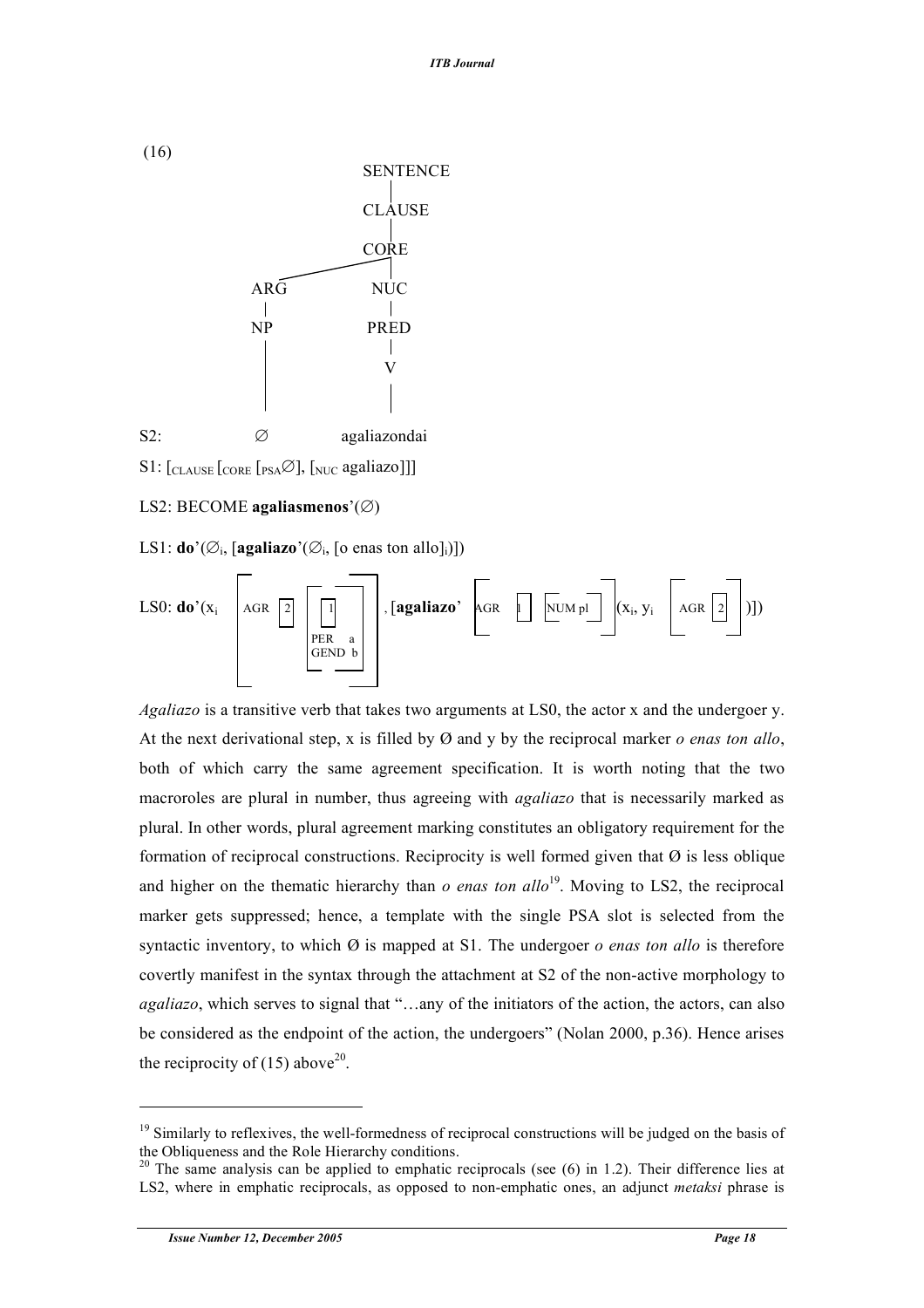(16)

```
                    SENTENCE
                       |
                    CLAUSE
                       |
                     CORE
                  _____|
                 |     |
                ARG   NUC
                 |     |
                NP    PRED
                 |     |
                 |     V
                 |     |
S2:              ∅    agaliazondai
```

S1: [$_{\text{CLAUSE}}$ [$_{\text{CORE}}$ [$_{\text{PSA}}$∅], [$_{\text{NUC}}$ agaliazo]]]

LS2: BECOME **agaliasmenos**'(∅)

LS1: **do**'(∅$_i$, [**agaliazo**'(∅$_i$, [o enas ton allo]$_i$)])

LS0: **do**'(x$_i$ [AGR [2] [[1] PER a GEND b]], [**agaliazo**' [AGR [1] [NUM pl]] (x$_i$, y$_i$ [AGR [2]])])

*Agaliazo* is a transitive verb that takes two arguments at LS0, the actor x and the undergoer y. At the next derivational step, x is filled by Ø and y by the reciprocal marker *o enas ton allo*, both of which carry the same agreement specification. It is worth noting that the two macroroles are plural in number, thus agreeing with *agaliazo* that is necessarily marked as plural. In other words, plural agreement marking constitutes an obligatory requirement for the formation of reciprocal constructions. Reciprocity is well formed given that Ø is less oblique and higher on the thematic hierarchy than *o enas ton allo*[19]. Moving to LS2, the reciprocal marker gets suppressed; hence, a template with the single PSA slot is selected from the syntactic inventory, to which Ø is mapped at S1. The undergoer *o enas ton allo* is therefore covertly manifest in the syntax through the attachment at S2 of the non-active morphology to *agaliazo*, which serves to signal that "…any of the initiators of the action, the actors, can also be considered as the endpoint of the action, the undergoers" (Nolan 2000, p.36). Hence arises the reciprocity of (15) above[20].

---

[19] Similarly to reflexives, the well-formedness of reciprocal constructions will be judged on the basis of the Obliqueness and the Role Hierarchy conditions.

[20] The same analysis can be applied to emphatic reciprocals (see (6) in 1.2). Their difference lies at LS2, where in emphatic reciprocals, as opposed to non-emphatic ones, an adjunct *metaksi* phrase is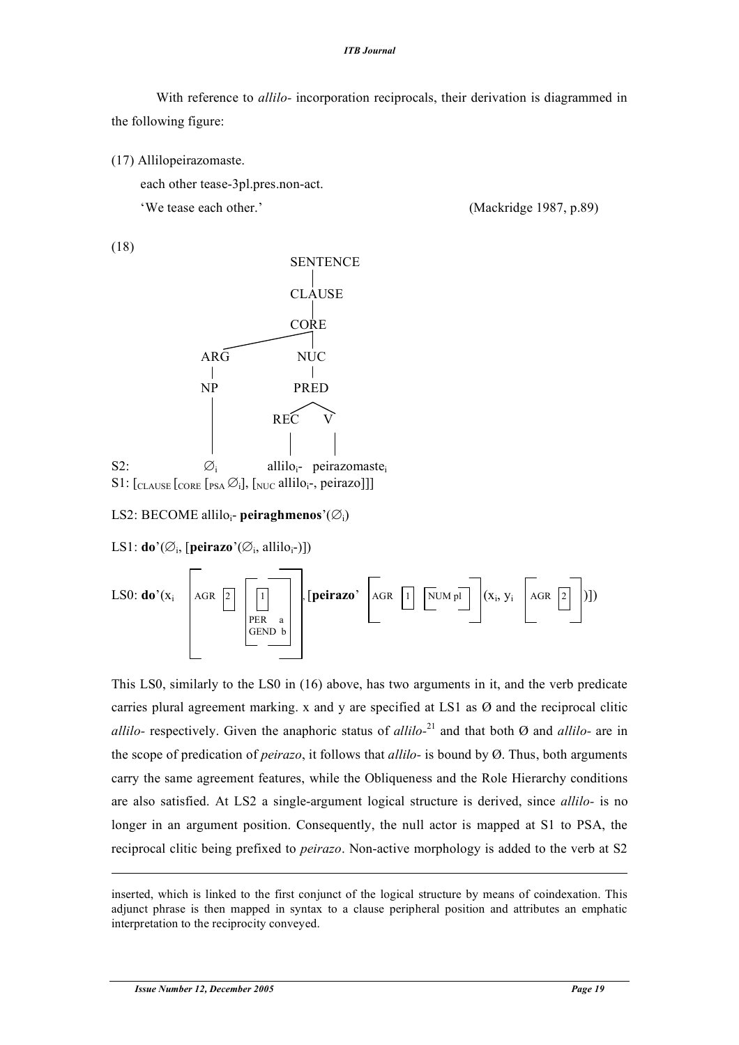With reference to *allilo-* incorporation reciprocals, their derivation is diagrammed in the following figure:

(17) Allilopeirazomaste.

each other tease-3pl.pres.non-act.

'We tease each other.' (Mackridge 1987, p.89)

(18)

```
                    SENTENCE
                       |
                    CLAUSE
                       |
                     CORE
              _________|
             |         |
            ARG       NUC
             |         |
            NP       PRED
             |       /    \
             |     REC     V
             |      |      |
S2:         ∅i   alliloi- peirazomastei
```

S1: $[_{CLAUSE}\, [_{CORE}\, [_{PSA}\, \varnothing_i],\, [_{NUC}\, allilo_i\text{-},\, peirazo]]]$

LS2: BECOME $allilo_i$- **peiraghmenos**'($\varnothing_i$)

LS1: **do**'($\varnothing_i$, [**peirazo**'($\varnothing_i$, $allilo_i$-)])

LS0: **do**'($x_i$ [AGR [2] [[1] PER a GEND b]], [**peirazo**' [AGR [1] [NUM pl]] ($x_i$, $y_i$ [AGR [2]] )])

This LS0, similarly to the LS0 in (16) above, has two arguments in it, and the verb predicate carries plural agreement marking. x and y are specified at LS1 as Ø and the reciprocal clitic *allilo-* respectively. Given the anaphoric status of *allilo-*[21] and that both Ø and *allilo-* are in the scope of predication of *peirazo*, it follows that *allilo-* is bound by Ø. Thus, both arguments carry the same agreement features, while the Obliqueness and the Role Hierarchy conditions are also satisfied. At LS2 a single-argument logical structure is derived, since *allilo-* is no longer in an argument position. Consequently, the null actor is mapped at S1 to PSA, the reciprocal clitic being prefixed to *peirazo*. Non-active morphology is added to the verb at S2

---

inserted, which is linked to the first conjunct of the logical structure by means of coindexation. This adjunct phrase is then mapped in syntax to a clause peripheral position and attributes an emphatic interpretation to the reciprocity conveyed.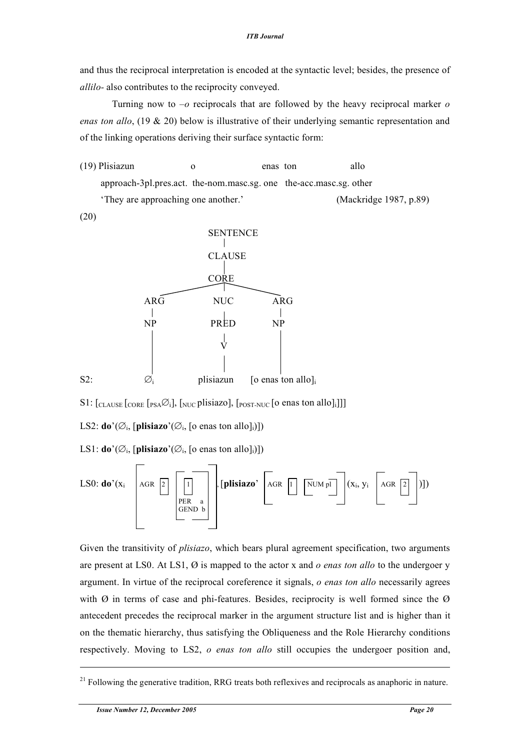and thus the reciprocal interpretation is encoded at the syntactic level; besides, the presence of *allilo-* also contributes to the reciprocity conveyed.

Turning now to *–o* reciprocals that are followed by the heavy reciprocal marker *o enas ton allo*, (19 & 20) below is illustrative of their underlying semantic representation and of the linking operations deriving their surface syntactic form:

(19) Plisiazun o enas ton allo
approach-3pl.pres.act. the-nom.masc.sg. one the-acc.masc.sg. other
'They are approaching one another.' (Mackridge 1987, p.89)

(20)

```
                SENTENCE
                    |
                 CLAUSE
                    |
                  CORE
          __________|__________
         |          |          |
        ARG        NUC        ARG
         |          |          |
        NP         PRED        NP
         |          |          |
         |          V          |
         |          |          |
S2:     ∅i      plisiazun   [o enas ton allo]i
```

S1: $[_{CLAUSE}\ [_{CORE}\ [_{PSA}\varnothing_i],\ [_{NUC}$ plisiazo$],\ [_{POST\text{-}NUC}$ [o enas ton allo]$_i]]]$

LS2: **do**'($\varnothing_i$, [**plisiazo**'($\varnothing_i$, [o enas ton allo]$_i$)])

LS1: **do**'($\varnothing_i$, [**plisiazo**'($\varnothing_i$, [o enas ton allo]$_i$)])

LS0: **do**'($x_i$ [AGR [2] [ [1] PER a GEND b ] ], [**plisiazo**' [AGR [1] [NUM pl] ] ($x_i$, $y_i$ [AGR [2] ] )])

Given the transitivity of *plisiazo*, which bears plural agreement specification, two arguments are present at LS0. At LS1, Ø is mapped to the actor x and *o enas ton allo* to the undergoer y argument. In virtue of the reciprocal coreference it signals, *o enas ton allo* necessarily agrees with Ø in terms of case and phi-features. Besides, reciprocity is well formed since the Ø antecedent precedes the reciprocal marker in the argument structure list and is higher than it on the thematic hierarchy, thus satisfying the Obliqueness and the Role Hierarchy conditions respectively. Moving to LS2, *o enas ton allo* still occupies the undergoer position and,

[21] Following the generative tradition, RRG treats both reflexives and reciprocals as anaphoric in nature.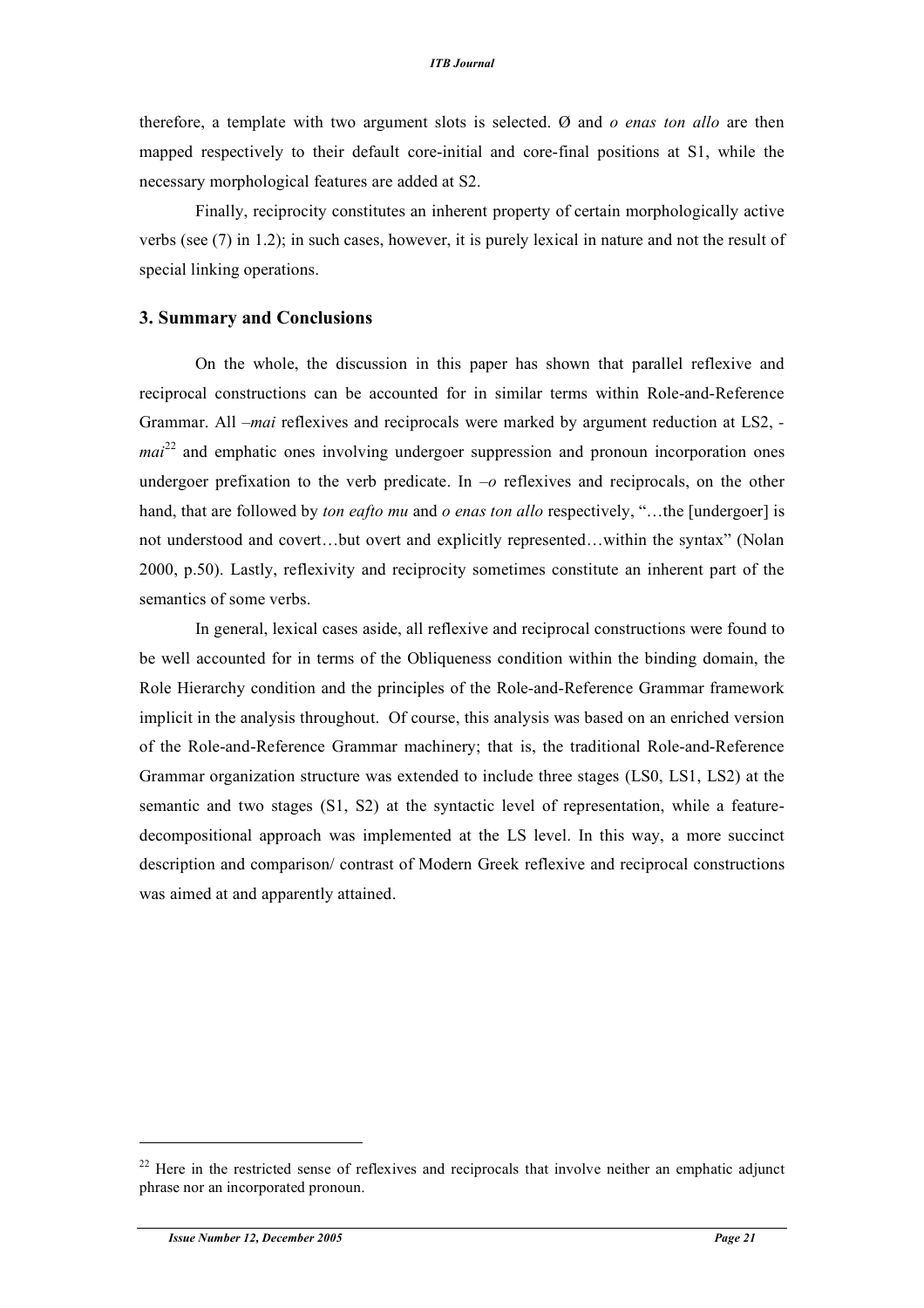therefore, a template with two argument slots is selected. Ø and *o enas ton allo* are then mapped respectively to their default core-initial and core-final positions at S1, while the necessary morphological features are added at S2.

Finally, reciprocity constitutes an inherent property of certain morphologically active verbs (see (7) in 1.2); in such cases, however, it is purely lexical in nature and not the result of special linking operations.

### 3. Summary and Conclusions

On the whole, the discussion in this paper has shown that parallel reflexive and reciprocal constructions can be accounted for in similar terms within Role-and-Reference Grammar. All *–mai* reflexives and reciprocals were marked by argument reduction at LS2, *-mai*[22] and emphatic ones involving undergoer suppression and pronoun incorporation ones undergoer prefixation to the verb predicate. In *–o* reflexives and reciprocals, on the other hand, that are followed by *ton eafto mu* and *o enas ton allo* respectively, "…the [undergoer] is not understood and covert…but overt and explicitly represented…within the syntax" (Nolan 2000, p.50). Lastly, reflexivity and reciprocity sometimes constitute an inherent part of the semantics of some verbs.

In general, lexical cases aside, all reflexive and reciprocal constructions were found to be well accounted for in terms of the Obliqueness condition within the binding domain, the Role Hierarchy condition and the principles of the Role-and-Reference Grammar framework implicit in the analysis throughout. Of course, this analysis was based on an enriched version of the Role-and-Reference Grammar machinery; that is, the traditional Role-and-Reference Grammar organization structure was extended to include three stages (LS0, LS1, LS2) at the semantic and two stages (S1, S2) at the syntactic level of representation, while a feature-decompositional approach was implemented at the LS level. In this way, a more succinct description and comparison/ contrast of Modern Greek reflexive and reciprocal constructions was aimed at and apparently attained.

---

[22] Here in the restricted sense of reflexives and reciprocals that involve neither an emphatic adjunct phrase nor an incorporated pronoun.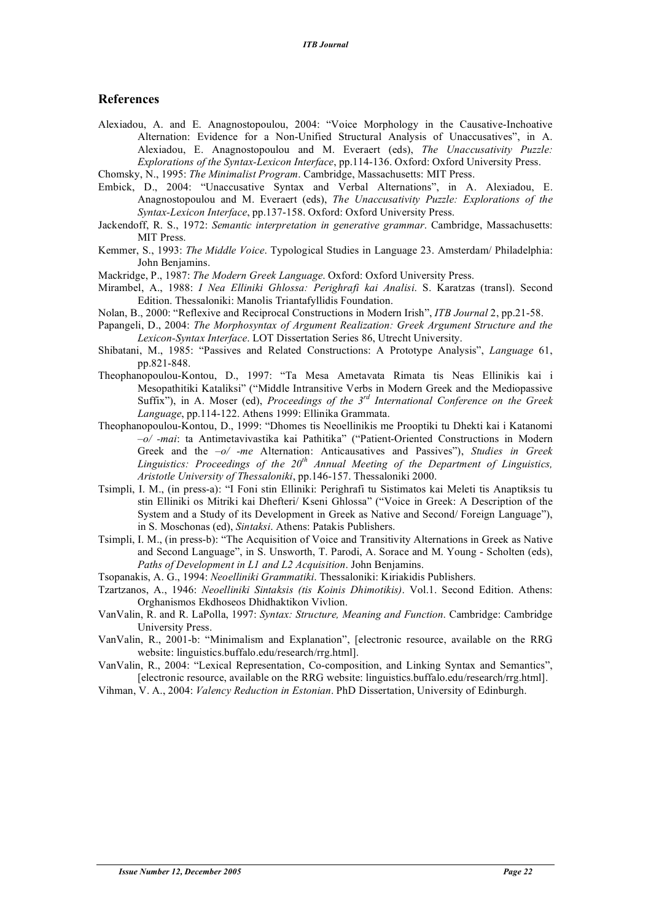## References

Alexiadou, A. and E. Anagnostopoulou, 2004: "Voice Morphology in the Causative-Inchoative Alternation: Evidence for a Non-Unified Structural Analysis of Unaccusatives", in A. Alexiadou, E. Anagnostopoulou and M. Everaert (eds), *The Unaccusativity Puzzle: Explorations of the Syntax-Lexicon Interface*, pp.114-136. Oxford: Oxford University Press.

Chomsky, N., 1995: *The Minimalist Program*. Cambridge, Massachusetts: MIT Press.

Embick, D., 2004: "Unaccusative Syntax and Verbal Alternations", in A. Alexiadou, E. Anagnostopoulou and M. Everaert (eds), *The Unaccusativity Puzzle: Explorations of the Syntax-Lexicon Interface*, pp.137-158. Oxford: Oxford University Press.

Jackendoff, R. S., 1972: *Semantic interpretation in generative grammar*. Cambridge, Massachusetts: MIT Press.

Kemmer, S., 1993: *The Middle Voice*. Typological Studies in Language 23. Amsterdam/ Philadelphia: John Benjamins.

Mackridge, P., 1987: *The Modern Greek Language*. Oxford: Oxford University Press.

Mirambel, A., 1988: *I Nea Elliniki Ghlossa: Perighrafi kai Analisi*. S. Karatzas (transl). Second Edition. Thessaloniki: Manolis Triantafyllidis Foundation.

Nolan, B., 2000: "Reflexive and Reciprocal Constructions in Modern Irish", *ITB Journal* 2, pp.21-58.

Papangeli, D., 2004: *The Morphosyntax of Argument Realization: Greek Argument Structure and the Lexicon-Syntax Interface*. LOT Dissertation Series 86, Utrecht University.

Shibatani, M., 1985: "Passives and Related Constructions: A Prototype Analysis", *Language* 61, pp.821-848.

Theophanopoulou-Kontou, D., 1997: "Ta Mesa Ametavata Rimata tis Neas Ellinikis kai i Mesopathitiki Kataliksi" ("Middle Intransitive Verbs in Modern Greek and the Mediopassive Suffix"), in A. Moser (ed), *Proceedings of the 3rd International Conference on the Greek Language*, pp.114-122. Athens 1999: Ellinika Grammata.

Theophanopoulou-Kontou, D., 1999: "Dhomes tis Neoellinikis me Prooptiki tu Dhekti kai i Katanomi –o/ -mai: ta Antimetavivastika kai Pathitika" ("Patient-Oriented Constructions in Modern Greek and the –o/ -me Alternation: Anticausatives and Passives"), *Studies in Greek Linguistics: Proceedings of the 20th Annual Meeting of the Department of Linguistics, Aristotle University of Thessaloniki*, pp.146-157. Thessaloniki 2000.

Tsimpli, I. M., (in press-a): "I Foni stin Elliniki: Perighrafi tu Sistimatos kai Meleti tis Anaptiksis tu stin Elliniki os Mitriki kai Dhefteri/ Kseni Ghlossa" ("Voice in Greek: A Description of the System and a Study of its Development in Greek as Native and Second/ Foreign Language"), in S. Moschonas (ed), *Sintaksi*. Athens: Patakis Publishers.

Tsimpli, I. M., (in press-b): "The Acquisition of Voice and Transitivity Alternations in Greek as Native and Second Language", in S. Unsworth, T. Parodi, A. Sorace and M. Young - Scholten (eds), *Paths of Development in L1 and L2 Acquisition*. John Benjamins.

Tsopanakis, A. G., 1994: *Neoelliniki Grammatiki*. Thessaloniki: Kiriakidis Publishers.

Tzartzanos, A., 1946: *Neoelliniki Sintaksis (tis Koinis Dhimotikis)*. Vol.1. Second Edition. Athens: Orghanismos Ekdhoseos Dhidhaktikon Vivlion.

VanValin, R. and R. LaPolla, 1997: *Syntax: Structure, Meaning and Function*. Cambridge: Cambridge University Press.

VanValin, R., 2001-b: "Minimalism and Explanation", [electronic resource, available on the RRG website: linguistics.buffalo.edu/research/rrg.html].

VanValin, R., 2004: "Lexical Representation, Co-composition, and Linking Syntax and Semantics", [electronic resource, available on the RRG website: linguistics.buffalo.edu/research/rrg.html].

Vihman, V. A., 2004: *Valency Reduction in Estonian*. PhD Dissertation, University of Edinburgh.